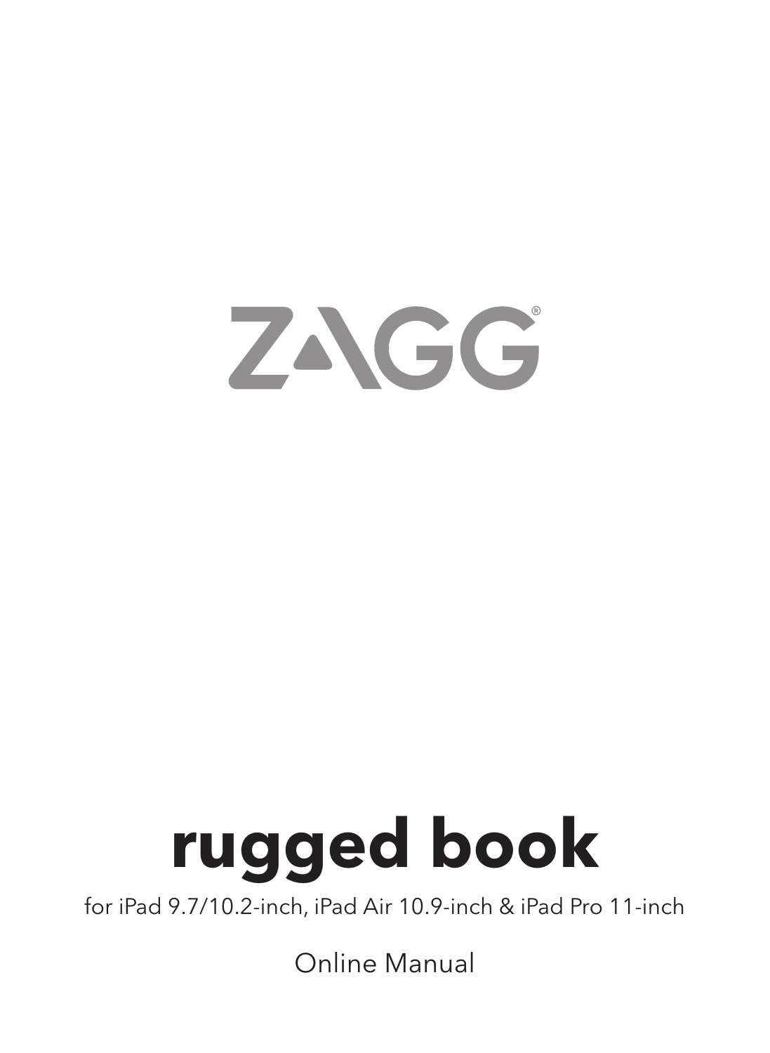ZAGG®

# rugged book

for iPad 9.7/10.2-inch, iPad Air 10.9-inch & iPad Pro 11-inch

Online Manual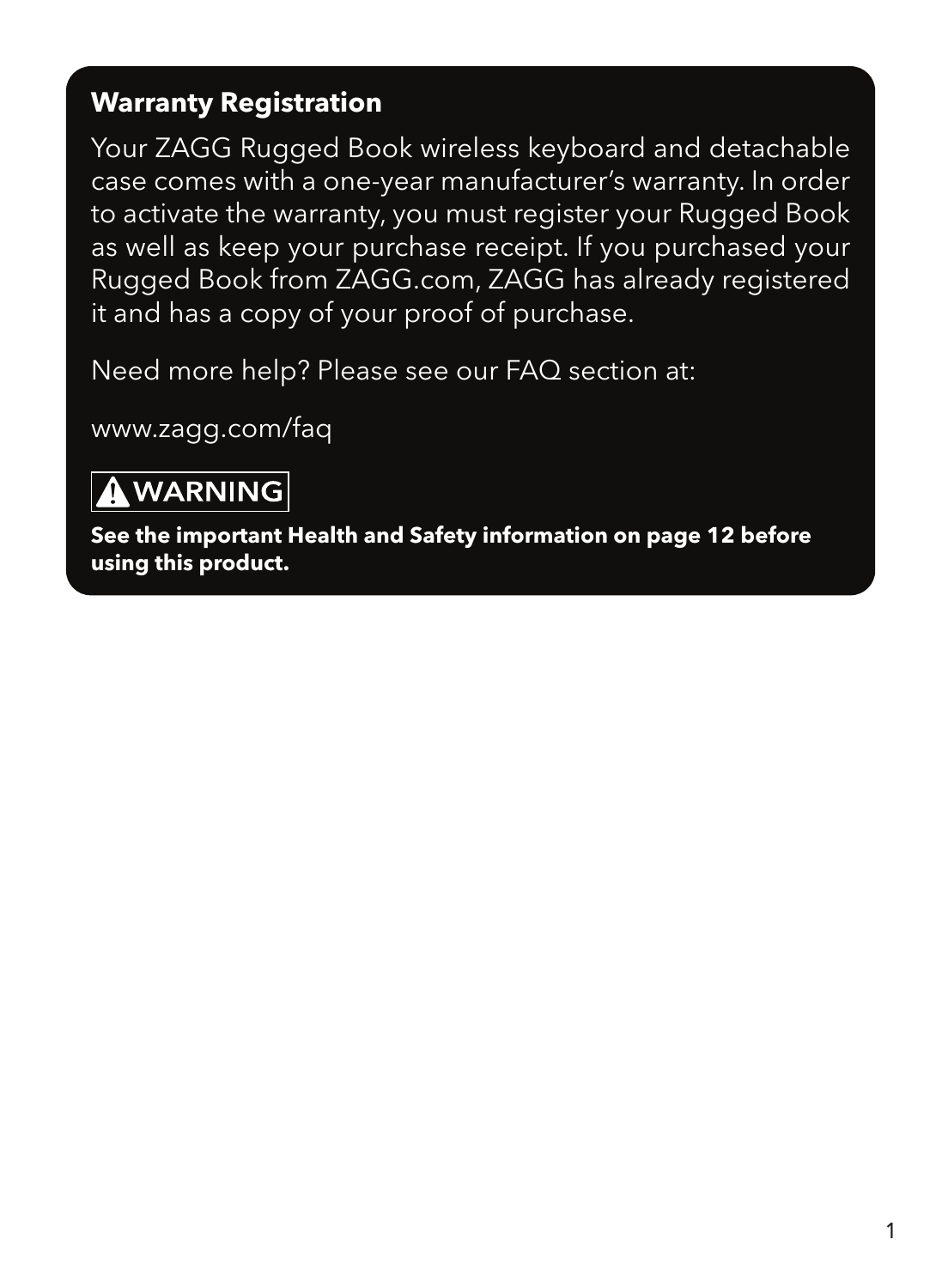## Warranty Registration

Your ZAGG Rugged Book wireless keyboard and detachable case comes with a one-year manufacturer's warranty. In order to activate the warranty, you must register your Rugged Book as well as keep your purchase receipt. If you purchased your Rugged Book from ZAGG.com, ZAGG has already registered it and has a copy of your proof of purchase.

Need more help? Please see our FAQ section at:

www.zagg.com/faq

**⚠ WARNING**

**See the important Health and Safety information on page 12 before using this product.**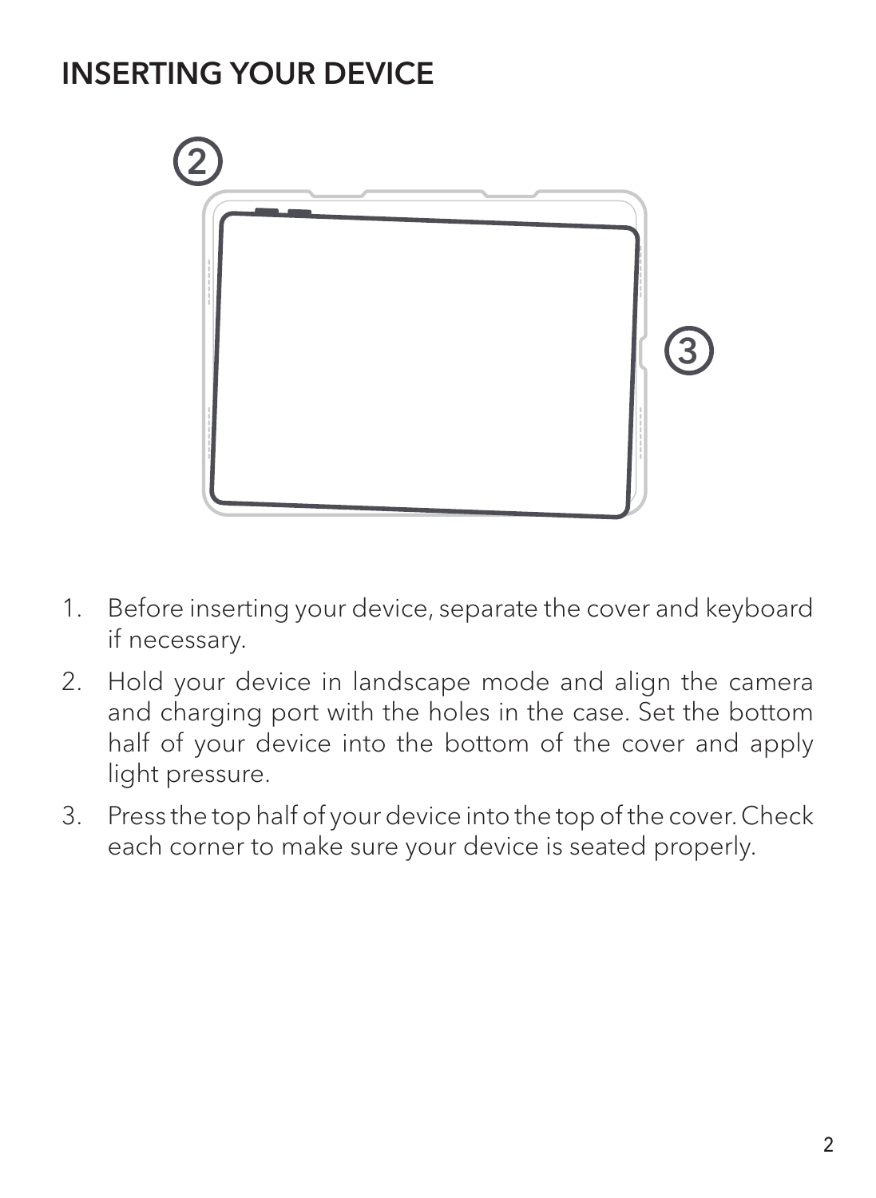# INSERTING YOUR DEVICE

1. Before inserting your device, separate the cover and keyboard if necessary.
2. Hold your device in landscape mode and align the camera and charging port with the holes in the case. Set the bottom half of your device into the bottom of the cover and apply light pressure.
3. Press the top half of your device into the top of the cover. Check each corner to make sure your device is seated properly.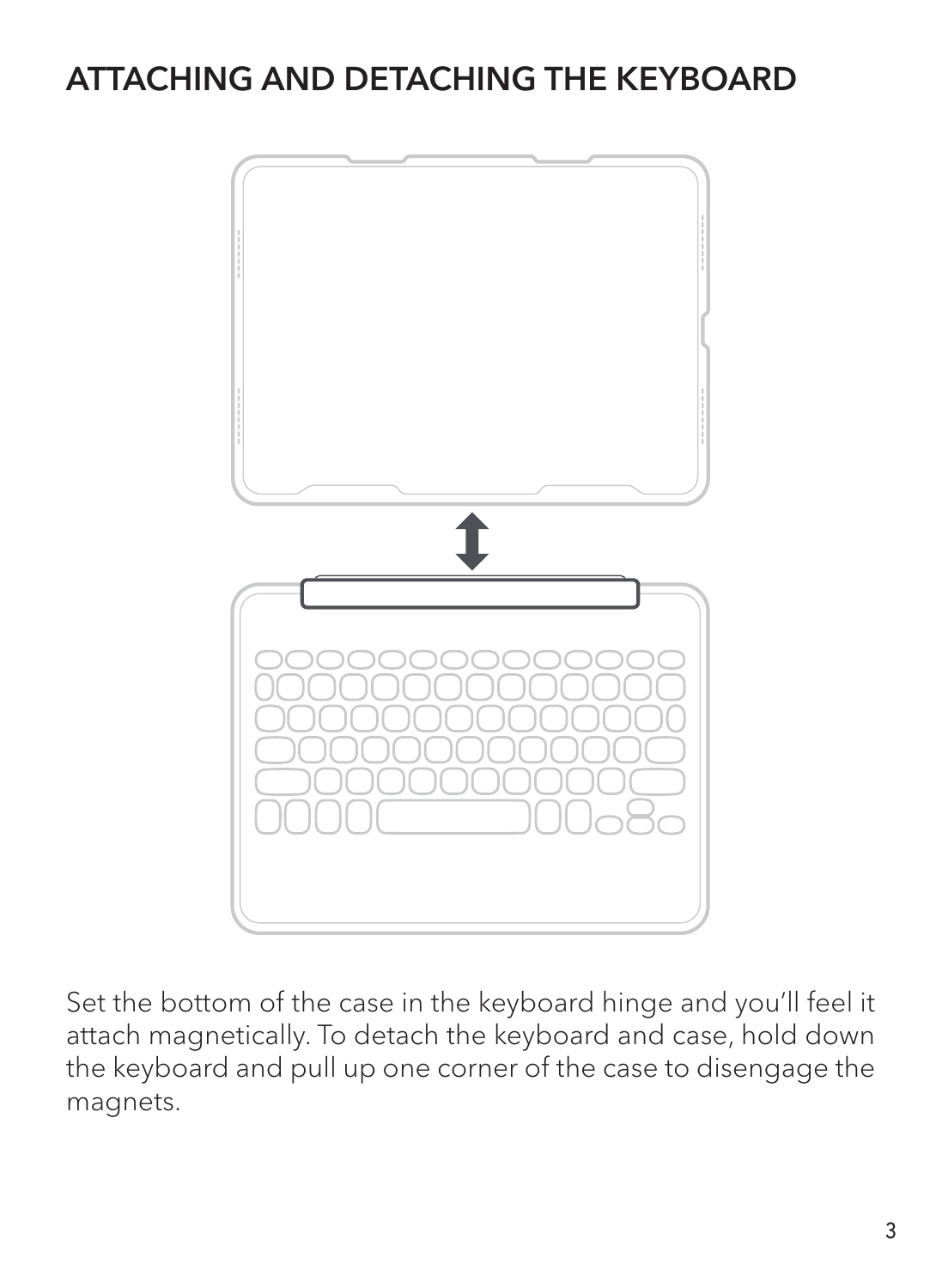# ATTACHING AND DETACHING THE KEYBOARD

Set the bottom of the case in the keyboard hinge and you'll feel it attach magnetically. To detach the keyboard and case, hold down the keyboard and pull up one corner of the case to disengage the magnets.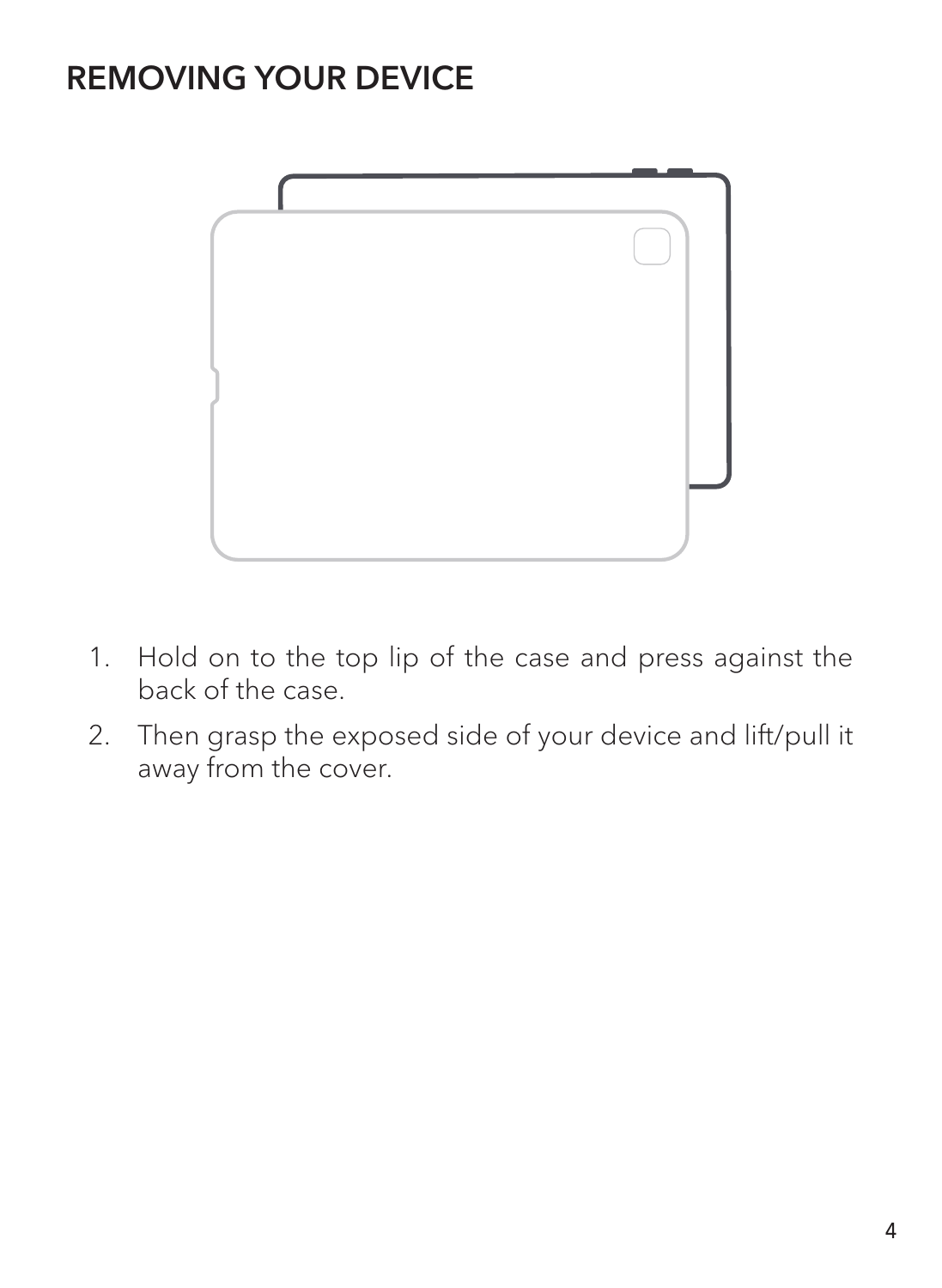# REMOVING YOUR DEVICE

1. Hold on to the top lip of the case and press against the back of the case.
2. Then grasp the exposed side of your device and lift/pull it away from the cover.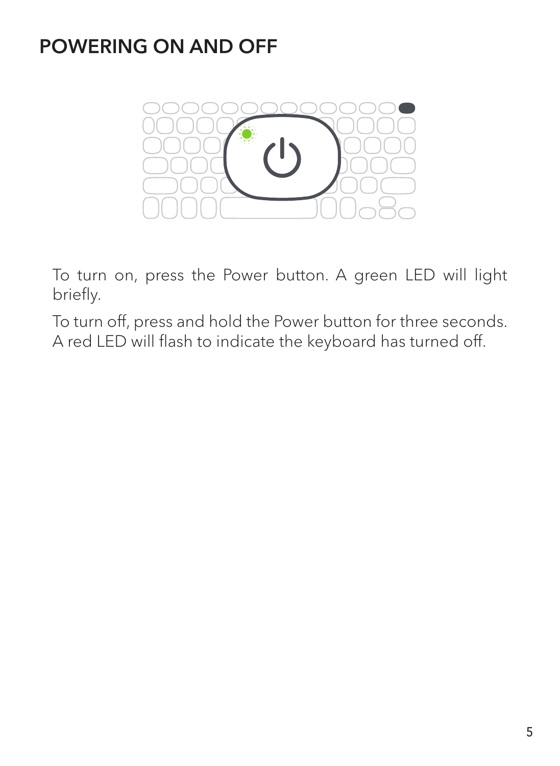## POWERING ON AND OFF

To turn on, press the Power button. A green LED will light briefly.

To turn off, press and hold the Power button for three seconds. A red LED will flash to indicate the keyboard has turned off.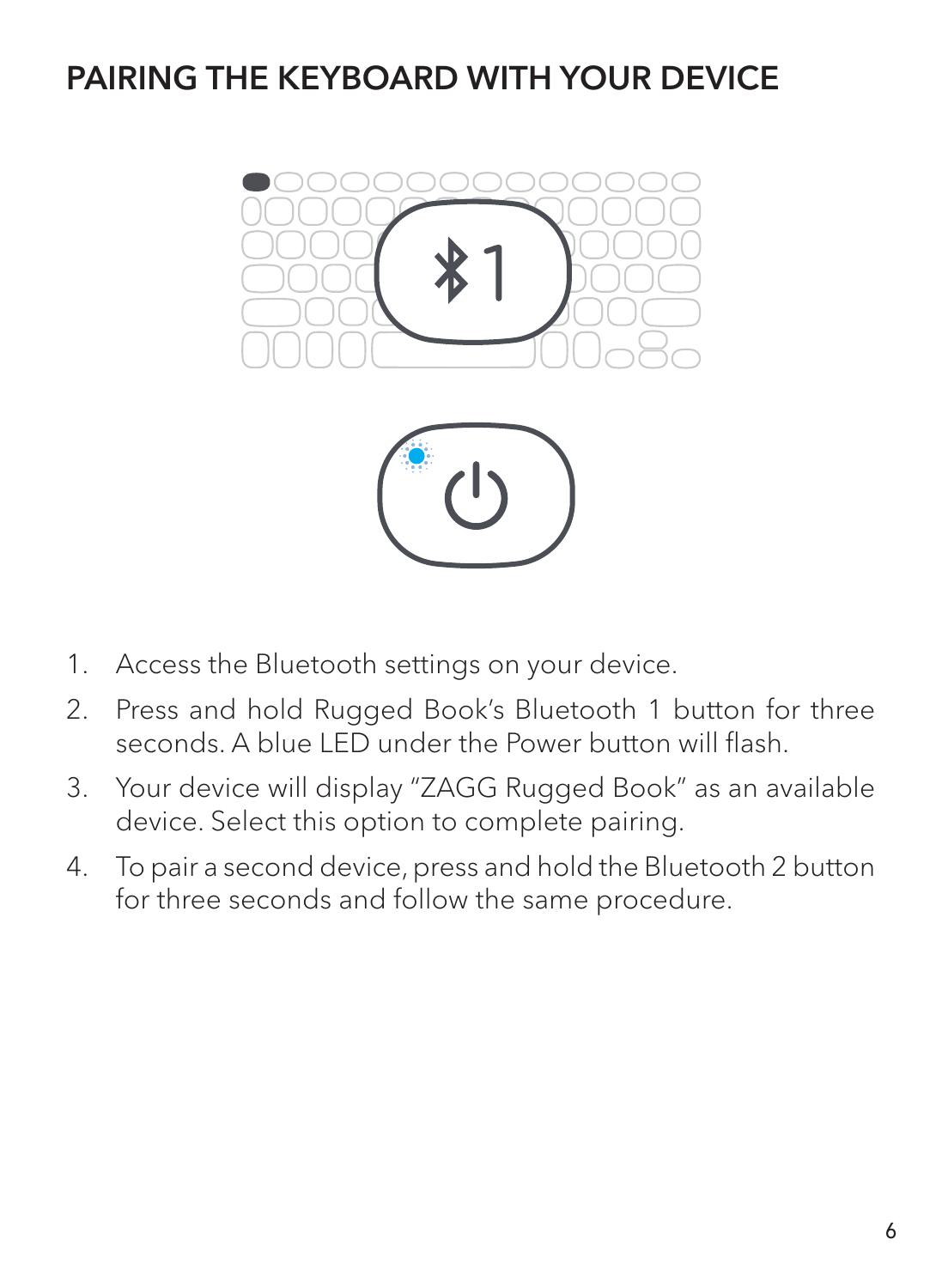## PAIRING THE KEYBOARD WITH YOUR DEVICE

1. Access the Bluetooth settings on your device.
2. Press and hold Rugged Book's Bluetooth 1 button for three seconds. A blue LED under the Power button will flash.
3. Your device will display "ZAGG Rugged Book" as an available device. Select this option to complete pairing.
4. To pair a second device, press and hold the Bluetooth 2 button for three seconds and follow the same procedure.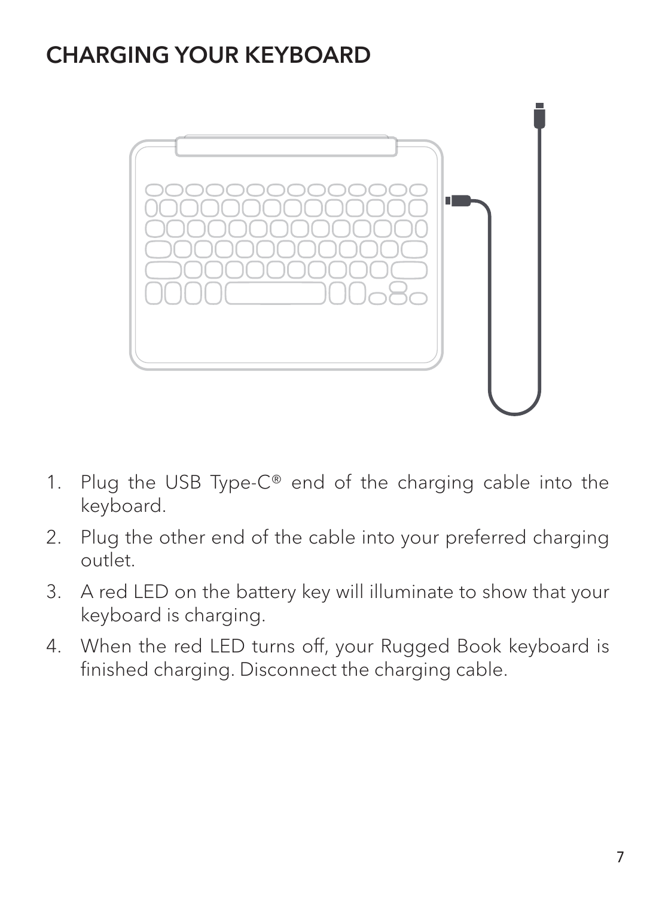# CHARGING YOUR KEYBOARD

1. Plug the USB Type-C® end of the charging cable into the keyboard.
2. Plug the other end of the cable into your preferred charging outlet.
3. A red LED on the battery key will illuminate to show that your keyboard is charging.
4. When the red LED turns off, your Rugged Book keyboard is finished charging. Disconnect the charging cable.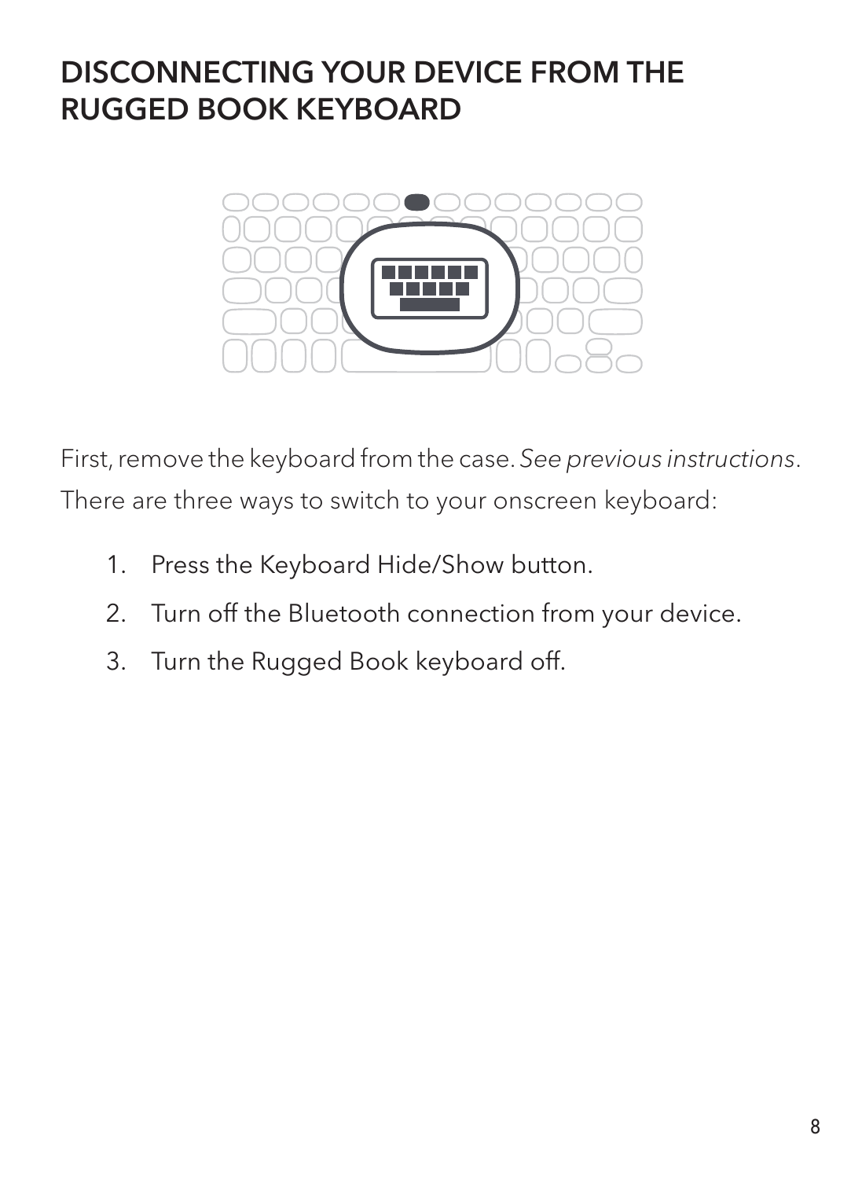# DISCONNECTING YOUR DEVICE FROM THE RUGGED BOOK KEYBOARD

First, remove the keyboard from the case. *See previous instructions*.

There are three ways to switch to your onscreen keyboard:

1. Press the Keyboard Hide/Show button.
2. Turn off the Bluetooth connection from your device.
3. Turn the Rugged Book keyboard off.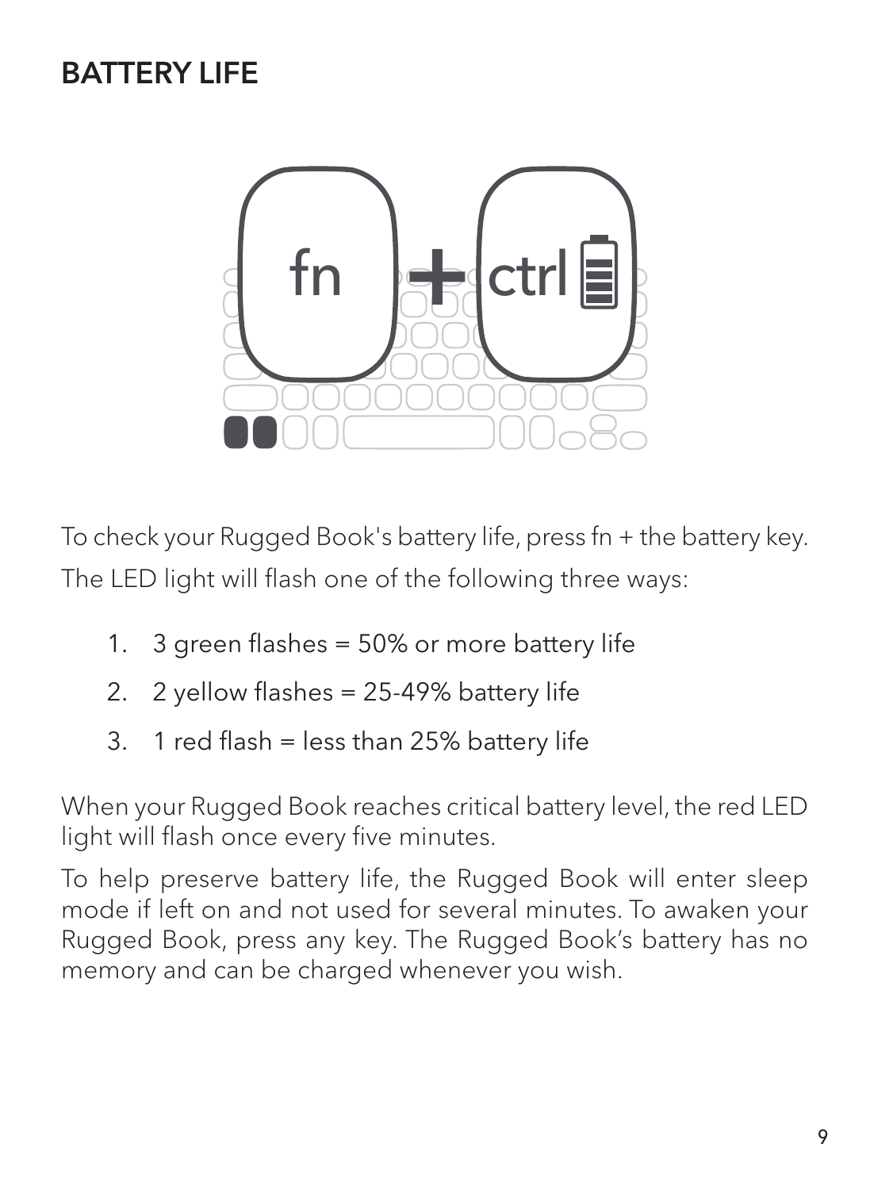## BATTERY LIFE

To check your Rugged Book's battery life, press fn + the battery key. The LED light will flash one of the following three ways:

1. 3 green flashes = 50% or more battery life
2. 2 yellow flashes = 25-49% battery life
3. 1 red flash = less than 25% battery life

When your Rugged Book reaches critical battery level, the red LED light will flash once every five minutes.

To help preserve battery life, the Rugged Book will enter sleep mode if left on and not used for several minutes. To awaken your Rugged Book, press any key. The Rugged Book's battery has no memory and can be charged whenever you wish.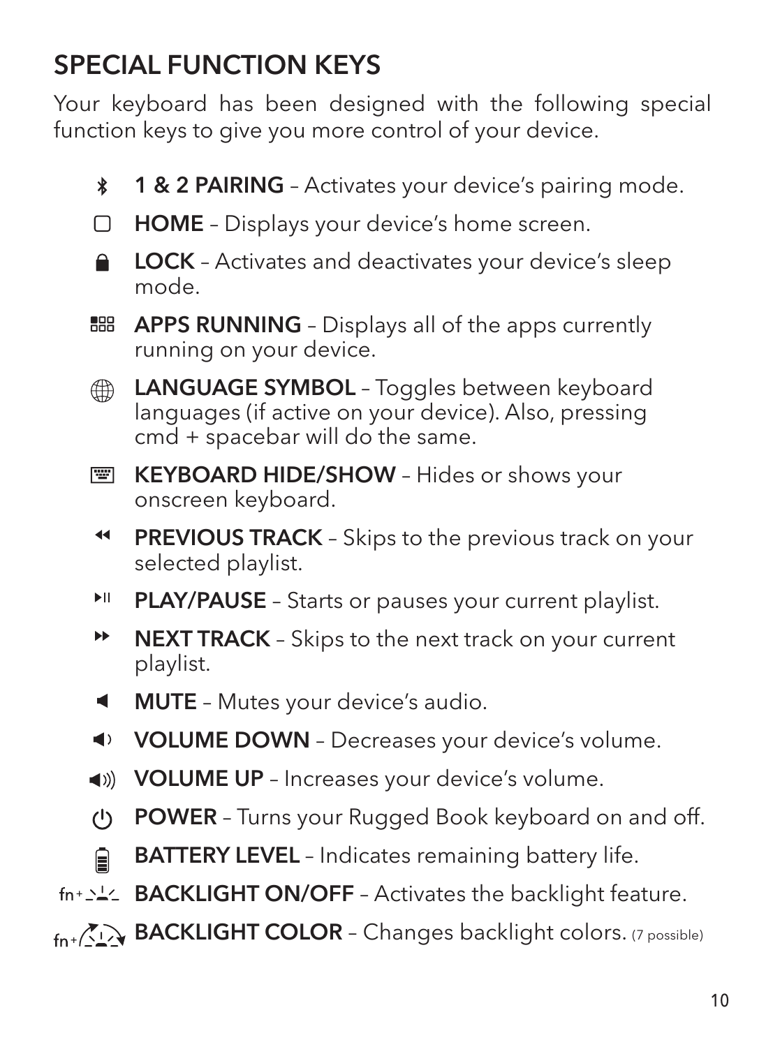## SPECIAL FUNCTION KEYS

Your keyboard has been designed with the following special function keys to give you more control of your device.

- **1 & 2 PAIRING** – Activates your device's pairing mode.
- **HOME** – Displays your device's home screen.
- **LOCK** – Activates and deactivates your device's sleep mode.
- **APPS RUNNING** – Displays all of the apps currently running on your device.
- **LANGUAGE SYMBOL** – Toggles between keyboard languages (if active on your device). Also, pressing cmd + spacebar will do the same.
- **KEYBOARD HIDE/SHOW** – Hides or shows your onscreen keyboard.
- **PREVIOUS TRACK** – Skips to the previous track on your selected playlist.
- **PLAY/PAUSE** – Starts or pauses your current playlist.
- **NEXT TRACK** – Skips to the next track on your current playlist.
- **MUTE** – Mutes your device's audio.
- **VOLUME DOWN** – Decreases your device's volume.
- **VOLUME UP** – Increases your device's volume.
- **POWER** – Turns your Rugged Book keyboard on and off.
- **BATTERY LEVEL** – Indicates remaining battery life.
- fn+ **BACKLIGHT ON/OFF** – Activates the backlight feature.
- fn+ **BACKLIGHT COLOR** – Changes backlight colors. (7 possible)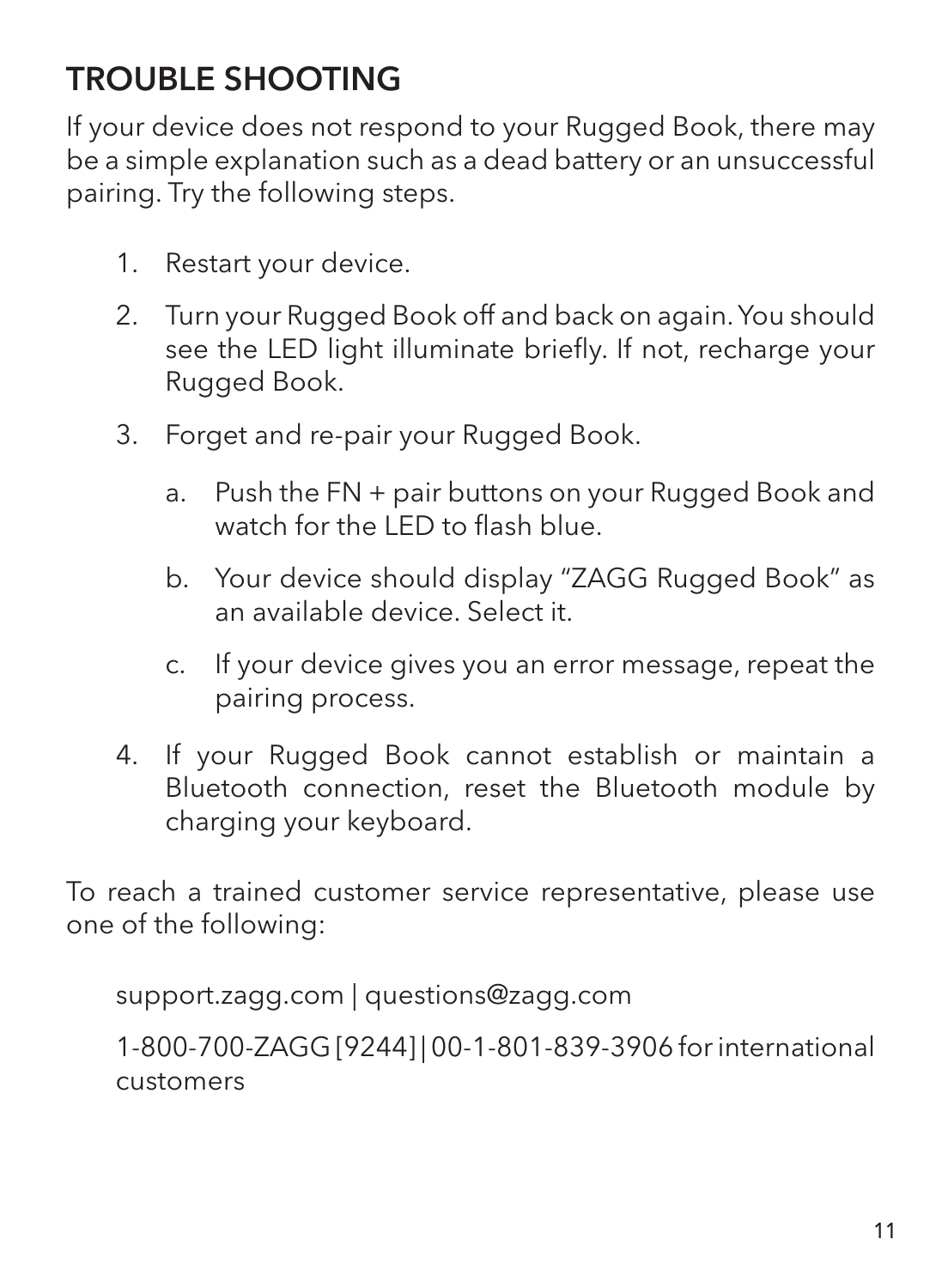## TROUBLE SHOOTING

If your device does not respond to your Rugged Book, there may be a simple explanation such as a dead battery or an unsuccessful pairing. Try the following steps.

1. Restart your device.
2. Turn your Rugged Book off and back on again. You should see the LED light illuminate briefly. If not, recharge your Rugged Book.
3. Forget and re-pair your Rugged Book.
   a. Push the FN + pair buttons on your Rugged Book and watch for the LED to flash blue.
   b. Your device should display "ZAGG Rugged Book" as an available device. Select it.
   c. If your device gives you an error message, repeat the pairing process.
4. If your Rugged Book cannot establish or maintain a Bluetooth connection, reset the Bluetooth module by charging your keyboard.

To reach a trained customer service representative, please use one of the following:

support.zagg.com | questions@zagg.com

1-800-700-ZAGG [9244] | 00-1-801-839-3906 for international customers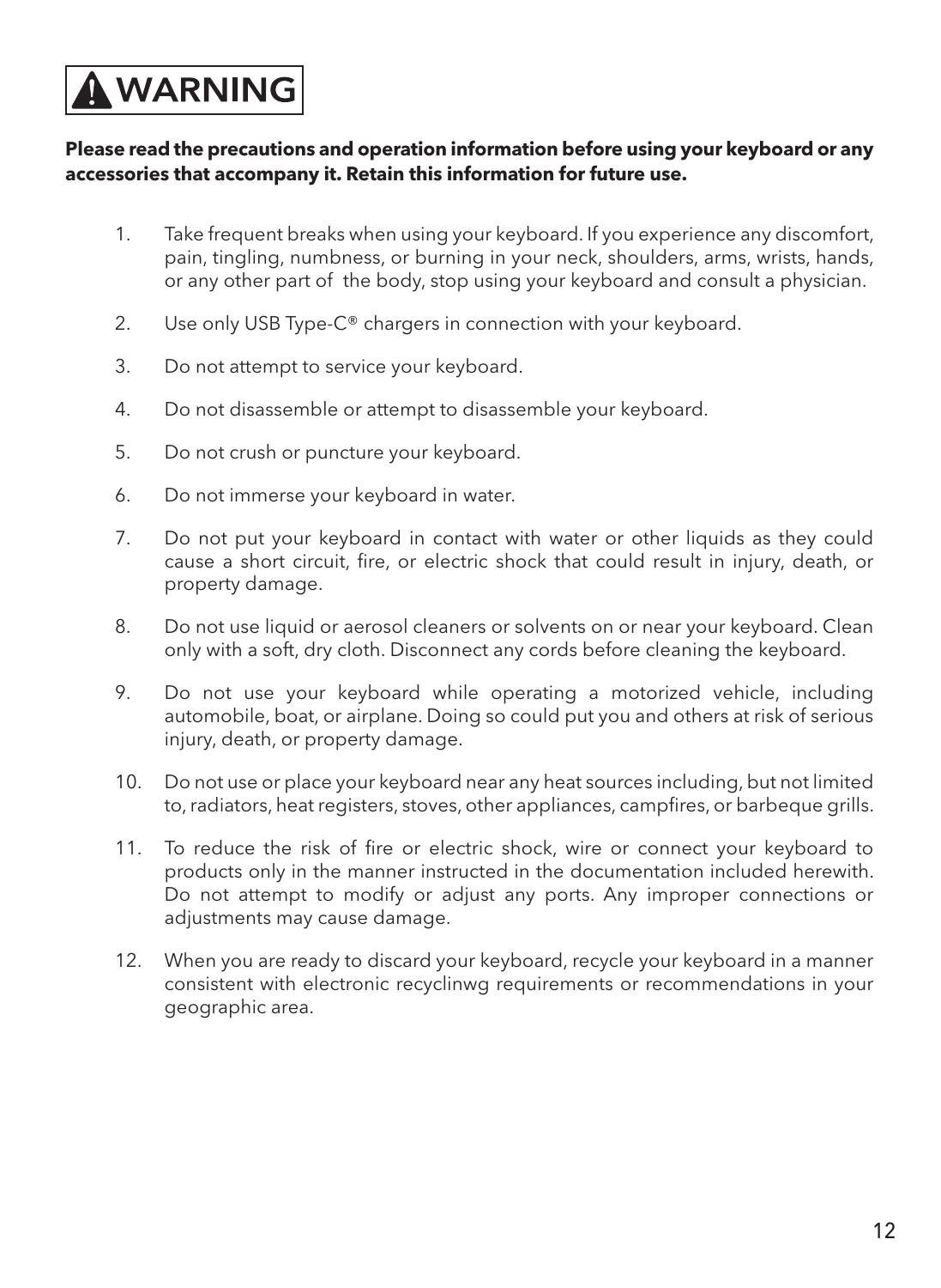# ⚠ WARNING

**Please read the precautions and operation information before using your keyboard or any accessories that accompany it. Retain this information for future use.**

1. Take frequent breaks when using your keyboard. If you experience any discomfort, pain, tingling, numbness, or burning in your neck, shoulders, arms, wrists, hands, or any other part of the body, stop using your keyboard and consult a physician.

2. Use only USB Type-C® chargers in connection with your keyboard.

3. Do not attempt to service your keyboard.

4. Do not disassemble or attempt to disassemble your keyboard.

5. Do not crush or puncture your keyboard.

6. Do not immerse your keyboard in water.

7. Do not put your keyboard in contact with water or other liquids as they could cause a short circuit, fire, or electric shock that could result in injury, death, or property damage.

8. Do not use liquid or aerosol cleaners or solvents on or near your keyboard. Clean only with a soft, dry cloth. Disconnect any cords before cleaning the keyboard.

9. Do not use your keyboard while operating a motorized vehicle, including automobile, boat, or airplane. Doing so could put you and others at risk of serious injury, death, or property damage.

10. Do not use or place your keyboard near any heat sources including, but not limited to, radiators, heat registers, stoves, other appliances, campfires, or barbeque grills.

11. To reduce the risk of fire or electric shock, wire or connect your keyboard to products only in the manner instructed in the documentation included herewith. Do not attempt to modify or adjust any ports. Any improper connections or adjustments may cause damage.

12. When you are ready to discard your keyboard, recycle your keyboard in a manner consistent with electronic recyclinwg requirements or recommendations in your geographic area.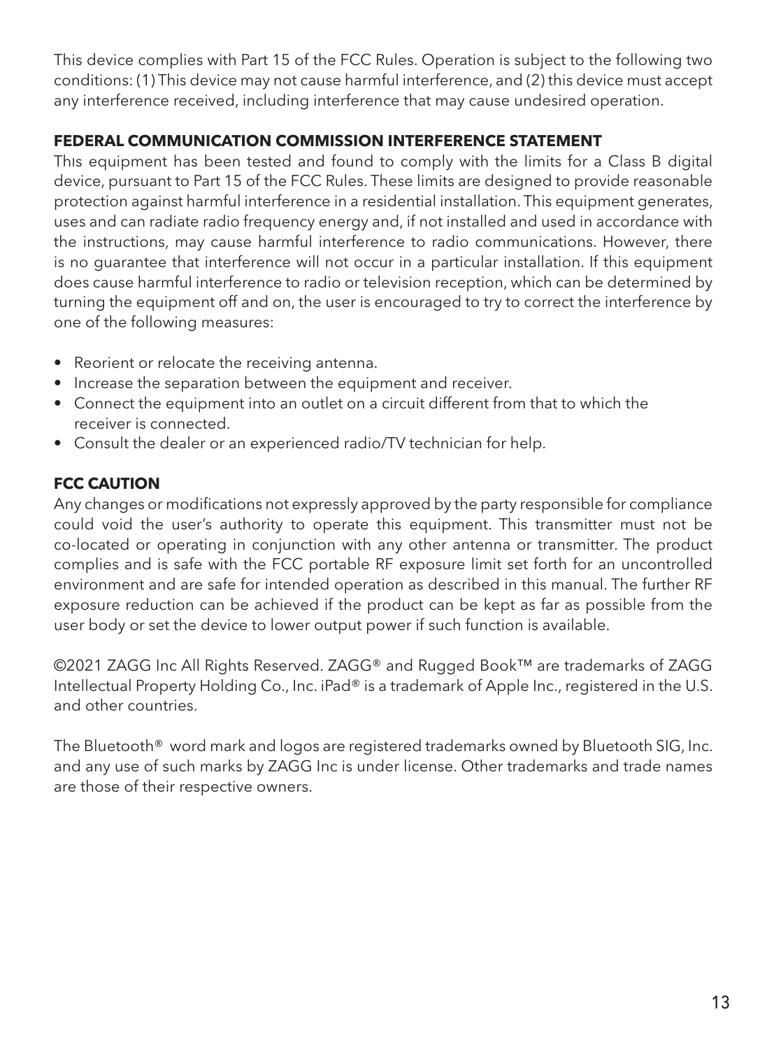This device complies with Part 15 of the FCC Rules. Operation is subject to the following two conditions: (1) This device may not cause harmful interference, and (2) this device must accept any interference received, including interference that may cause undesired operation.

**FEDERAL COMMUNICATION COMMISSION INTERFERENCE STATEMENT**

Thıs equipment has been tested and found to comply with the limits for a Class B digital device, pursuant to Part 15 of the FCC Rules. These limits are designed to provide reasonable protection against harmful interference in a residential installation. This equipment generates, uses and can radiate radio frequency energy and, if not installed and used in accordance with the instructions, may cause harmful interference to radio communications. However, there is no guarantee that interference will not occur in a particular installation. If this equipment does cause harmful interference to radio or television reception, which can be determined by turning the equipment off and on, the user is encouraged to try to correct the interference by one of the following measures:

- Reorient or relocate the receiving antenna.
- Increase the separation between the equipment and receiver.
- Connect the equipment into an outlet on a circuit different from that to which the receiver is connected.
- Consult the dealer or an experienced radio/TV technician for help.

**FCC CAUTION**

Any changes or modifications not expressly approved by the party responsible for compliance could void the user's authority to operate this equipment. This transmitter must not be co-located or operating in conjunction with any other antenna or transmitter. The product complies and is safe with the FCC portable RF exposure limit set forth for an uncontrolled environment and are safe for intended operation as described in this manual. The further RF exposure reduction can be achieved if the product can be kept as far as possible from the user body or set the device to lower output power if such function is available.

©2021 ZAGG Inc All Rights Reserved. ZAGG® and Rugged Book™ are trademarks of ZAGG Intellectual Property Holding Co., Inc. iPad® is a trademark of Apple Inc., registered in the U.S. and other countries.

The Bluetooth® word mark and logos are registered trademarks owned by Bluetooth SIG, Inc. and any use of such marks by ZAGG Inc is under license. Other trademarks and trade names are those of their respective owners.